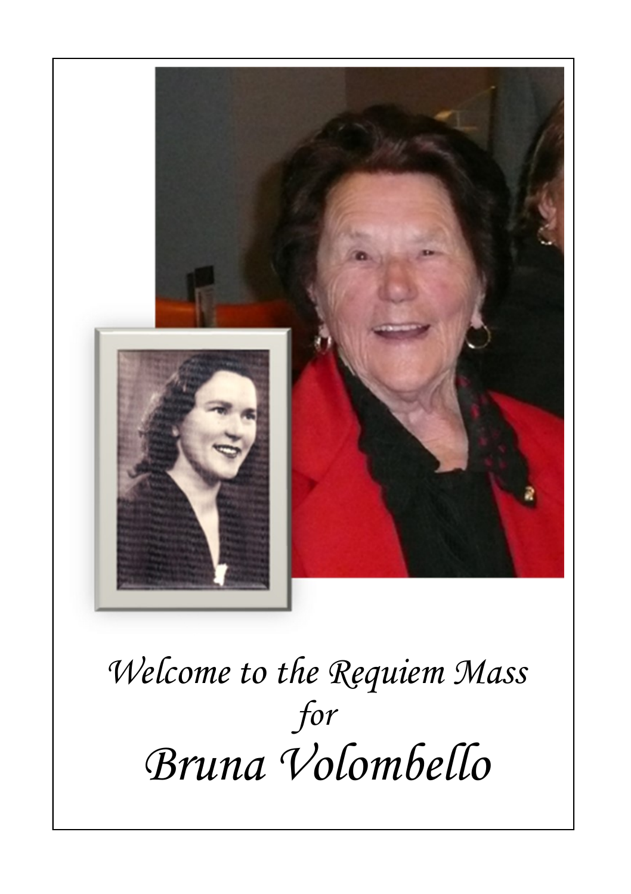*Welcome to the Requiem Mass*

*for*

# *Bruna Volombello*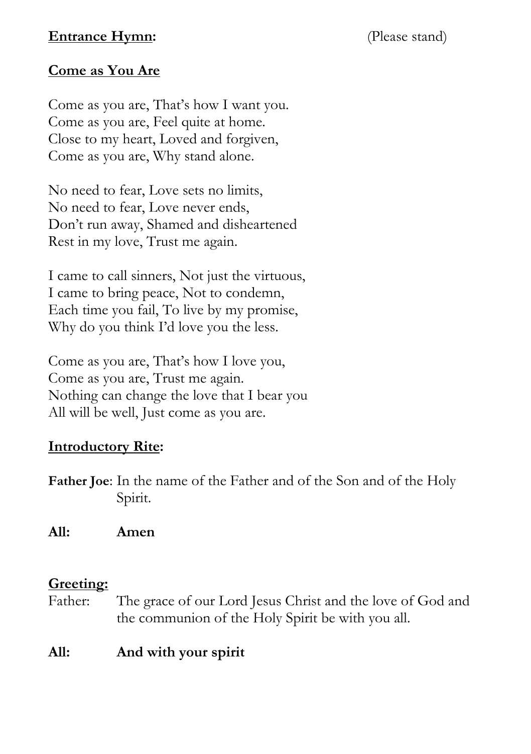**Entrance Hymn:** (Please stand)

**Come as You Are**

Come as you are, That's how I want you.
Come as you are, Feel quite at home.
Close to my heart, Loved and forgiven,
Come as you are, Why stand alone.

No need to fear, Love sets no limits,
No need to fear, Love never ends,
Don't run away, Shamed and disheartened
Rest in my love, Trust me again.

I came to call sinners, Not just the virtuous,
I came to bring peace, Not to condemn,
Each time you fail, To live by my promise,
Why do you think I'd love you the less.

Come as you are, That's how I love you,
Come as you are, Trust me again.
Nothing can change the love that I bear you
All will be well, Just come as you are.

**Introductory Rite:**

**Father Joe**: In the name of the Father and of the Son and of the Holy Spirit.

**All: Amen**

**Greeting:**

Father: The grace of our Lord Jesus Christ and the love of God and the communion of the Holy Spirit be with you all.

**All: And with your spirit**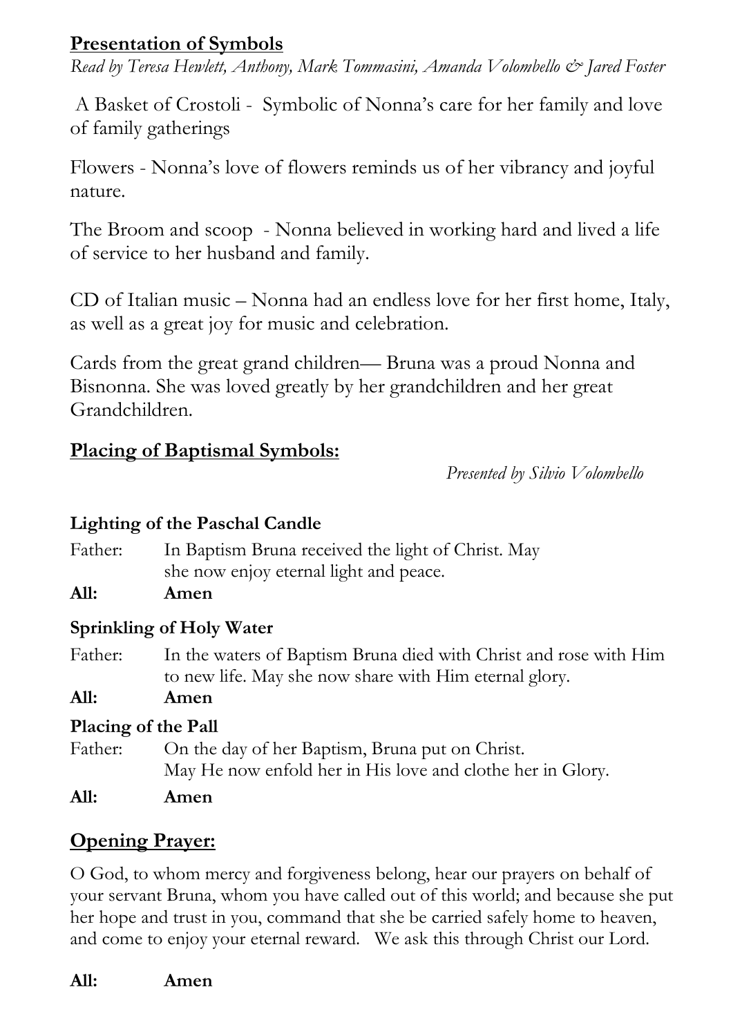## Presentation of Symbols

*Read by Teresa Hewlett, Anthony, Mark Tommasini, Amanda Volombello & Jared Foster*

A Basket of Crostoli - Symbolic of Nonna's care for her family and love of family gatherings

Flowers - Nonna's love of flowers reminds us of her vibrancy and joyful nature.

The Broom and scoop - Nonna believed in working hard and lived a life of service to her husband and family.

CD of Italian music – Nonna had an endless love for her first home, Italy, as well as a great joy for music and celebration.

Cards from the great grand children— Bruna was a proud Nonna and Bisnonna. She was loved greatly by her grandchildren and her great Grandchildren.

## Placing of Baptismal Symbols:

*Presented by Silvio Volombello*

### Lighting of the Paschal Candle

Father: In Baptism Bruna received the light of Christ. May she now enjoy eternal light and peace.

**All: Amen**

### Sprinkling of Holy Water

Father: In the waters of Baptism Bruna died with Christ and rose with Him to new life. May she now share with Him eternal glory.

**All: Amen**

### Placing of the Pall

Father: On the day of her Baptism, Bruna put on Christ. May He now enfold her in His love and clothe her in Glory.

**All: Amen**

## Opening Prayer:

O God, to whom mercy and forgiveness belong, hear our prayers on behalf of your servant Bruna, whom you have called out of this world; and because she put her hope and trust in you, command that she be carried safely home to heaven, and come to enjoy your eternal reward. We ask this through Christ our Lord.

**All: Amen**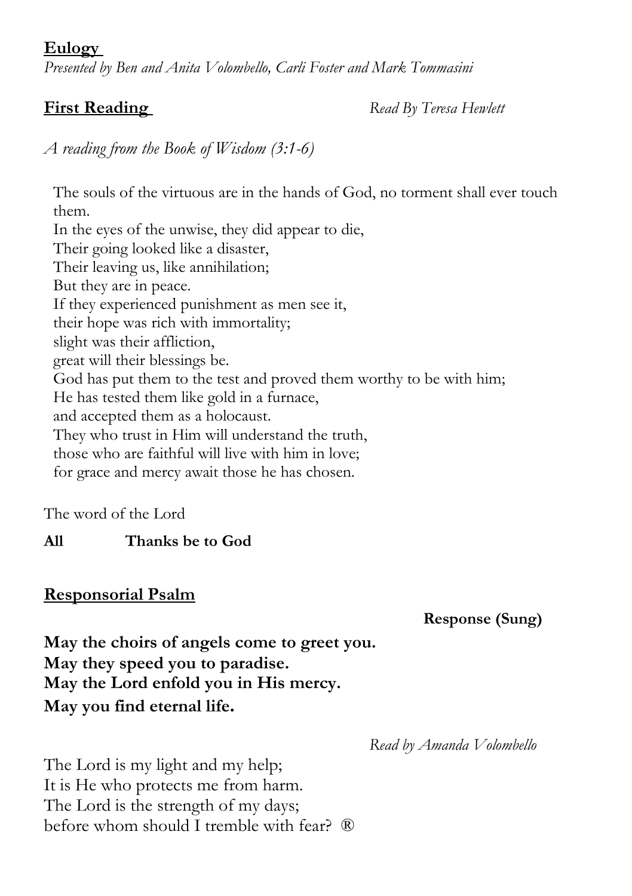## Eulogy

*Presented by Ben and Anita Volombello, Carli Foster and Mark Tommasini*

## First Reading

*Read By Teresa Hewlett*

*A reading from the Book of Wisdom (3:1-6)*

The souls of the virtuous are in the hands of God, no torment shall ever touch them.
In the eyes of the unwise, they did appear to die,
Their going looked like a disaster,
Their leaving us, like annihilation;
But they are in peace.
If they experienced punishment as men see it,
their hope was rich with immortality;
slight was their affliction,
great will their blessings be.
God has put them to the test and proved them worthy to be with him;
He has tested them like gold in a furnace,
and accepted them as a holocaust.
They who trust in Him will understand the truth,
those who are faithful will live with him in love;
for grace and mercy await those he has chosen.

The word of the Lord

**All Thanks be to God**

## Responsorial Psalm

**Response (Sung)**

**May the choirs of angels come to greet you.**
**May they speed you to paradise.**
**May the Lord enfold you in His mercy.**
**May you find eternal life.**

*Read by Amanda Volombello*

The Lord is my light and my help;
It is He who protects me from harm.
The Lord is the strength of my days;
before whom should I tremble with fear? ®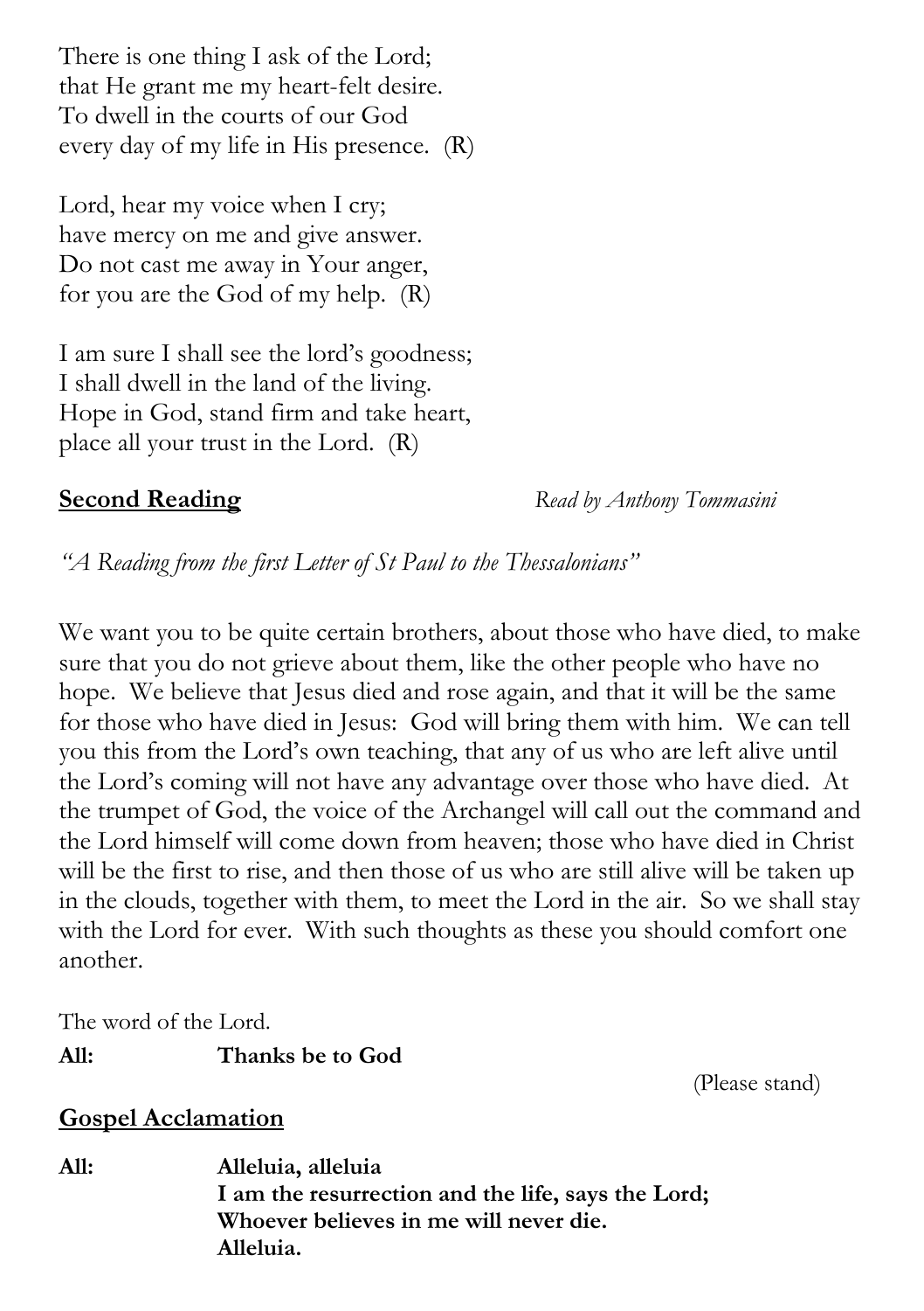There is one thing I ask of the Lord;  
that He grant me my heart-felt desire.  
To dwell in the courts of our God  
every day of my life in His presence. (R)

Lord, hear my voice when I cry;  
have mercy on me and give answer.  
Do not cast me away in Your anger,  
for you are the God of my help. (R)

I am sure I shall see the lord's goodness;  
I shall dwell in the land of the living.  
Hope in God, stand firm and take heart,  
place all your trust in the Lord. (R)

**<u>Second Reading</u>** *Read by Anthony Tommasini*

*"A Reading from the first Letter of St Paul to the Thessalonians"*

We want you to be quite certain brothers, about those who have died, to make sure that you do not grieve about them, like the other people who have no hope. We believe that Jesus died and rose again, and that it will be the same for those who have died in Jesus: God will bring them with him. We can tell you this from the Lord's own teaching, that any of us who are left alive until the Lord's coming will not have any advantage over those who have died. At the trumpet of God, the voice of the Archangel will call out the command and the Lord himself will come down from heaven; those who have died in Christ will be the first to rise, and then those of us who are still alive will be taken up in the clouds, together with them, to meet the Lord in the air. So we shall stay with the Lord for ever. With such thoughts as these you should comfort one another.

The word of the Lord.

**All:** **Thanks be to God**

(Please stand)

**<u>Gospel Acclamation</u>**

**All:** **Alleluia, alleluia**  
**I am the resurrection and the life, says the Lord;**  
**Whoever believes in me will never die.**  
**Alleluia.**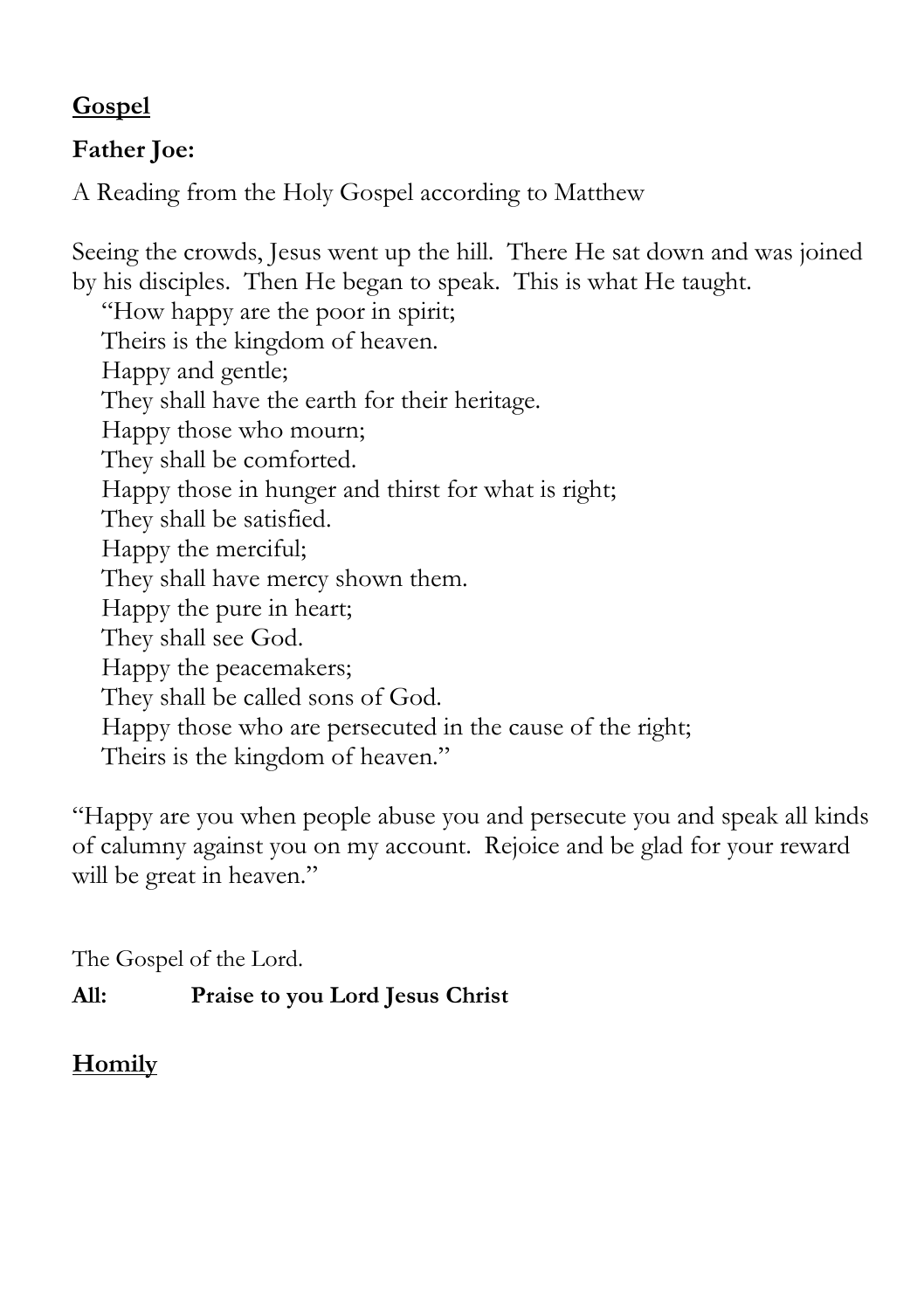**<u>Gospel</u>**

**Father Joe:**

A Reading from the Holy Gospel according to Matthew

Seeing the crowds, Jesus went up the hill. There He sat down and was joined by his disciples. Then He began to speak. This is what He taught.

"How happy are the poor in spirit;
Theirs is the kingdom of heaven.
Happy and gentle;
They shall have the earth for their heritage.
Happy those who mourn;
They shall be comforted.
Happy those in hunger and thirst for what is right;
They shall be satisfied.
Happy the merciful;
They shall have mercy shown them.
Happy the pure in heart;
They shall see God.
Happy the peacemakers;
They shall be called sons of God.
Happy those who are persecuted in the cause of the right;
Theirs is the kingdom of heaven."

"Happy are you when people abuse you and persecute you and speak all kinds of calumny against you on my account. Rejoice and be glad for your reward will be great in heaven."

The Gospel of the Lord.

**All: Praise to you Lord Jesus Christ**

**<u>Homily</u>**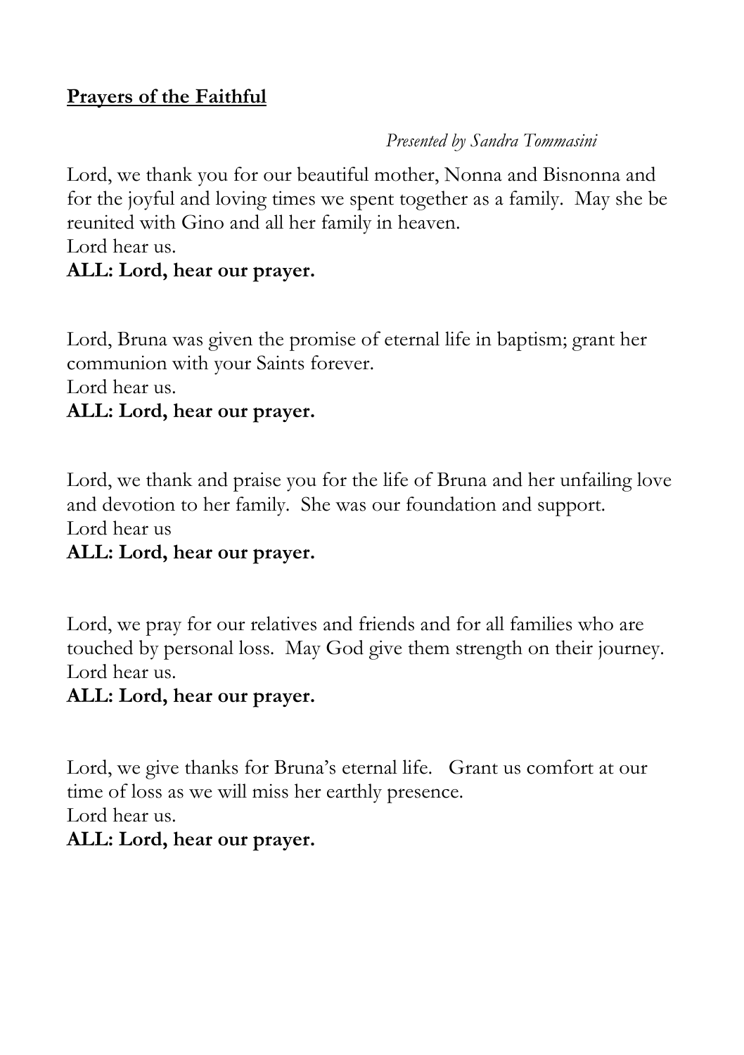**Prayers of the Faithful**

*Presented by Sandra Tommasini*

Lord, we thank you for our beautiful mother, Nonna and Bisnonna and for the joyful and loving times we spent together as a family. May she be reunited with Gino and all her family in heaven.
Lord hear us.
**ALL: Lord, hear our prayer.**

Lord, Bruna was given the promise of eternal life in baptism; grant her communion with your Saints forever.
Lord hear us.
**ALL: Lord, hear our prayer.**

Lord, we thank and praise you for the life of Bruna and her unfailing love and devotion to her family. She was our foundation and support.
Lord hear us
**ALL: Lord, hear our prayer.**

Lord, we pray for our relatives and friends and for all families who are touched by personal loss. May God give them strength on their journey.
Lord hear us.
**ALL: Lord, hear our prayer.**

Lord, we give thanks for Bruna's eternal life. Grant us comfort at our time of loss as we will miss her earthly presence.
Lord hear us.
**ALL: Lord, hear our prayer.**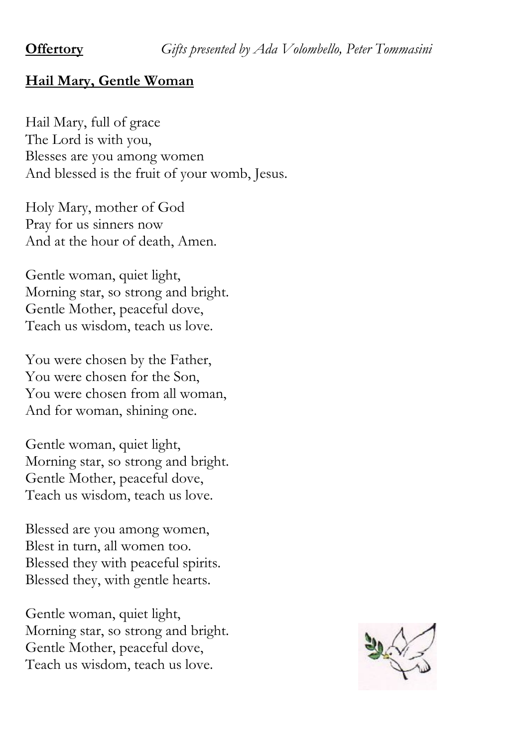**Offertory** *Gifts presented by Ada Volombello, Peter Tommasini*

**Hail Mary, Gentle Woman**

Hail Mary, full of grace
The Lord is with you,
Blesses are you among women
And blessed is the fruit of your womb, Jesus.

Holy Mary, mother of God
Pray for us sinners now
And at the hour of death, Amen.

Gentle woman, quiet light,
Morning star, so strong and bright.
Gentle Mother, peaceful dove,
Teach us wisdom, teach us love.

You were chosen by the Father,
You were chosen for the Son,
You were chosen from all woman,
And for woman, shining one.

Gentle woman, quiet light,
Morning star, so strong and bright.
Gentle Mother, peaceful dove,
Teach us wisdom, teach us love.

Blessed are you among women,
Blest in turn, all women too.
Blessed they with peaceful spirits.
Blessed they, with gentle hearts.

Gentle woman, quiet light,
Morning star, so strong and bright.
Gentle Mother, peaceful dove,
Teach us wisdom, teach us love.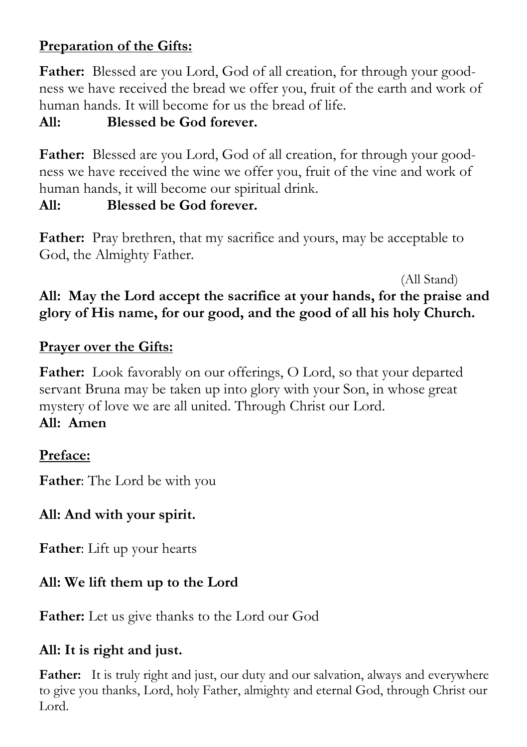**Preparation of the Gifts:**

**Father:** Blessed are you Lord, God of all creation, for through your goodness we have received the bread we offer you, fruit of the earth and work of human hands. It will become for us the bread of life.

**All: Blessed be God forever.**

**Father:** Blessed are you Lord, God of all creation, for through your goodness we have received the wine we offer you, fruit of the vine and work of human hands, it will become our spiritual drink.

**All: Blessed be God forever.**

**Father:** Pray brethren, that my sacrifice and yours, may be acceptable to God, the Almighty Father.

(All Stand)

**All: May the Lord accept the sacrifice at your hands, for the praise and glory of His name, for our good, and the good of all his holy Church.**

**Prayer over the Gifts:**

**Father:** Look favorably on our offerings, O Lord, so that your departed servant Bruna may be taken up into glory with your Son, in whose great mystery of love we are all united. Through Christ our Lord.

**All: Amen**

**Preface:**

**Father**: The Lord be with you

**All: And with your spirit.**

**Father**: Lift up your hearts

**All: We lift them up to the Lord**

**Father:** Let us give thanks to the Lord our God

**All: It is right and just.**

**Father:** It is truly right and just, our duty and our salvation, always and everywhere to give you thanks, Lord, holy Father, almighty and eternal God, through Christ our Lord.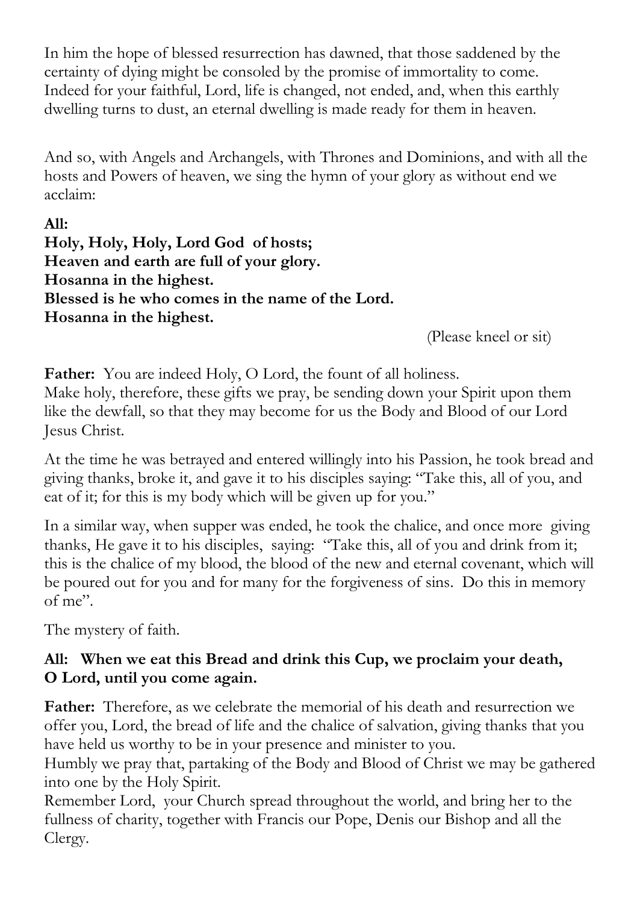In him the hope of blessed resurrection has dawned, that those saddened by the certainty of dying might be consoled by the promise of immortality to come. Indeed for your faithful, Lord, life is changed, not ended, and, when this earthly dwelling turns to dust, an eternal dwelling is made ready for them in heaven.

And so, with Angels and Archangels, with Thrones and Dominions, and with all the hosts and Powers of heaven, we sing the hymn of your glory as without end we acclaim:

**All:**
**Holy, Holy, Holy, Lord God of hosts;**
**Heaven and earth are full of your glory.**
**Hosanna in the highest.**
**Blessed is he who comes in the name of the Lord.**
**Hosanna in the highest.**

(Please kneel or sit)

**Father:** You are indeed Holy, O Lord, the fount of all holiness.
Make holy, therefore, these gifts we pray, be sending down your Spirit upon them like the dewfall, so that they may become for us the Body and Blood of our Lord Jesus Christ.

At the time he was betrayed and entered willingly into his Passion, he took bread and giving thanks, broke it, and gave it to his disciples saying: "Take this, all of you, and eat of it; for this is my body which will be given up for you."

In a similar way, when supper was ended, he took the chalice, and once more giving thanks, He gave it to his disciples, saying: "Take this, all of you and drink from it; this is the chalice of my blood, the blood of the new and eternal covenant, which will be poured out for you and for many for the forgiveness of sins. Do this in memory of me".

The mystery of faith.

**All: When we eat this Bread and drink this Cup, we proclaim your death, O Lord, until you come again.**

**Father:** Therefore, as we celebrate the memorial of his death and resurrection we offer you, Lord, the bread of life and the chalice of salvation, giving thanks that you have held us worthy to be in your presence and minister to you.
Humbly we pray that, partaking of the Body and Blood of Christ we may be gathered into one by the Holy Spirit.
Remember Lord, your Church spread throughout the world, and bring her to the fullness of charity, together with Francis our Pope, Denis our Bishop and all the Clergy.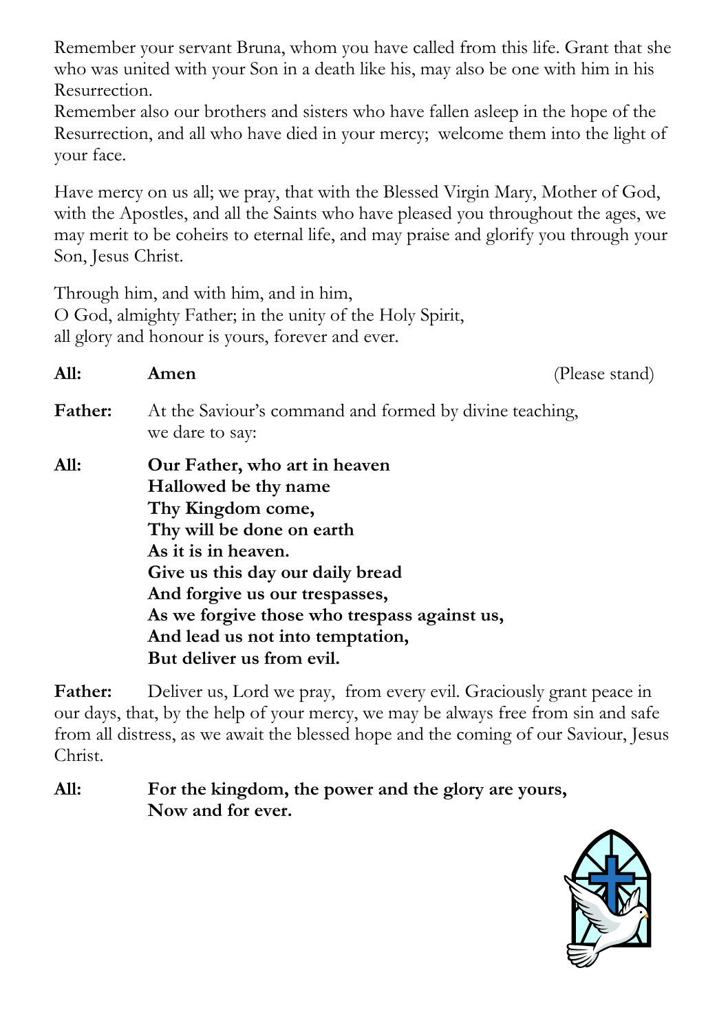Remember your servant Bruna, whom you have called from this life. Grant that she who was united with your Son in a death like his, may also be one with him in his Resurrection.
Remember also our brothers and sisters who have fallen asleep in the hope of the Resurrection, and all who have died in your mercy; welcome them into the light of your face.

Have mercy on us all; we pray, that with the Blessed Virgin Mary, Mother of God, with the Apostles, and all the Saints who have pleased you throughout the ages, we may merit to be coheirs to eternal life, and may praise and glorify you through your Son, Jesus Christ.

Through him, and with him, and in him,
O God, almighty Father; in the unity of the Holy Spirit,
all glory and honour is yours, forever and ever.

**All:** **Amen** (Please stand)

**Father:** At the Saviour's command and formed by divine teaching, we dare to say:

**All:** **Our Father, who art in heaven**
**Hallowed be thy name**
**Thy Kingdom come,**
**Thy will be done on earth**
**As it is in heaven.**
**Give us this day our daily bread**
**And forgive us our trespasses,**
**As we forgive those who trespass against us,**
**And lead us not into temptation,**
**But deliver us from evil.**

**Father:** Deliver us, Lord we pray, from every evil. Graciously grant peace in our days, that, by the help of your mercy, we may be always free from sin and safe from all distress, as we await the blessed hope and the coming of our Saviour, Jesus Christ.

**All:** **For the kingdom, the power and the glory are yours,**
**Now and for ever.**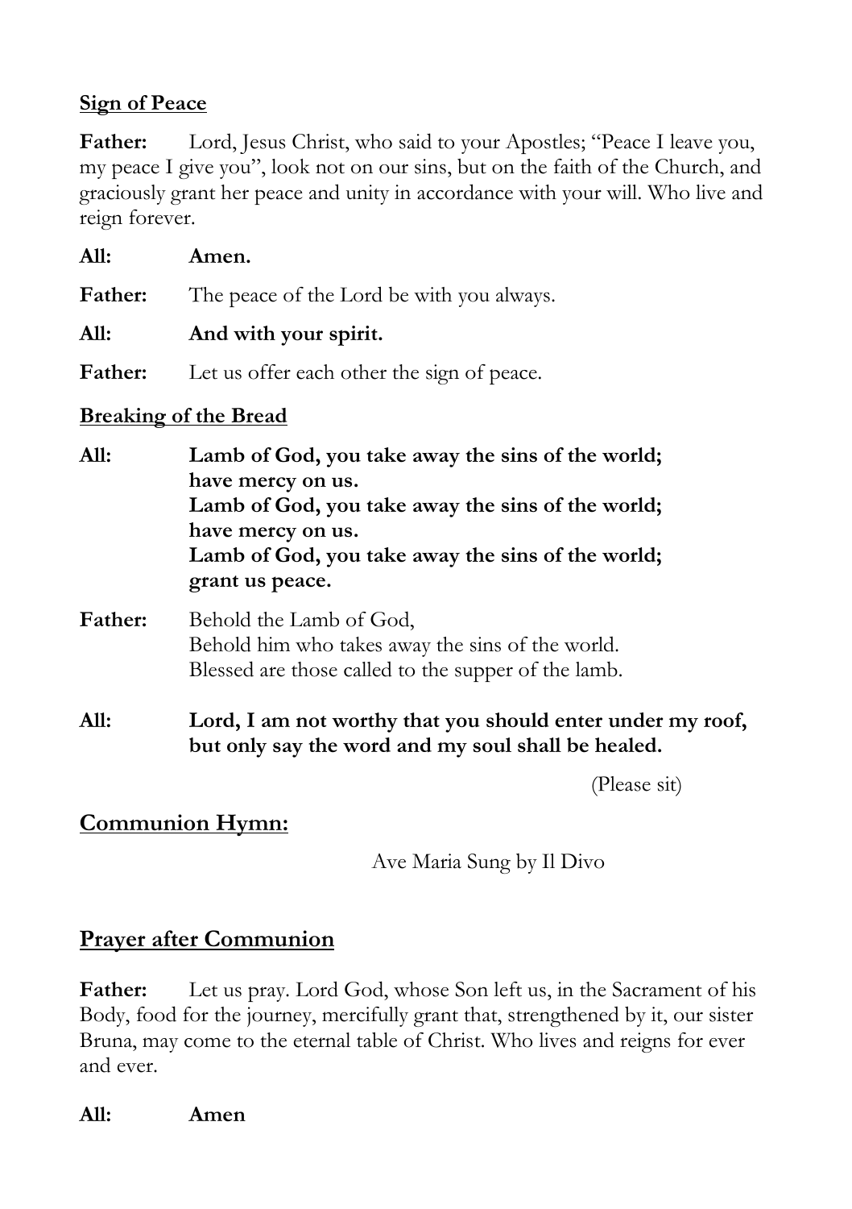**Sign of Peace**

**Father:** Lord, Jesus Christ, who said to your Apostles; "Peace I leave you, my peace I give you", look not on our sins, but on the faith of the Church, and graciously grant her peace and unity in accordance with your will. Who live and reign forever.

**All:** **Amen.**

**Father:** The peace of the Lord be with you always.

**All:** **And with your spirit.**

**Father:** Let us offer each other the sign of peace.

**Breaking of the Bread**

**All:** **Lamb of God, you take away the sins of the world;**
**have mercy on us.**
**Lamb of God, you take away the sins of the world;**
**have mercy on us.**
**Lamb of God, you take away the sins of the world;**
**grant us peace.**

**Father:** Behold the Lamb of God,
Behold him who takes away the sins of the world.
Blessed are those called to the supper of the lamb.

**All:** **Lord, I am not worthy that you should enter under my roof,**
**but only say the word and my soul shall be healed.**

(Please sit)

## Communion Hymn:

Ave Maria Sung by Il Divo

## Prayer after Communion

**Father:** Let us pray. Lord God, whose Son left us, in the Sacrament of his Body, food for the journey, mercifully grant that, strengthened by it, our sister Bruna, may come to the eternal table of Christ. Who lives and reigns for ever and ever.

**All:** **Amen**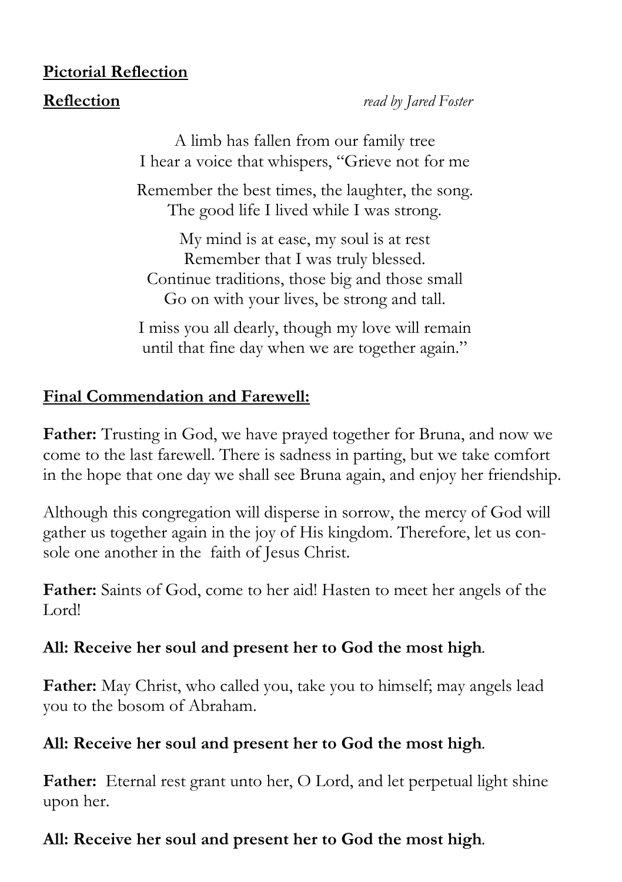**Pictorial Reflection**

**Reflection** *read by Jared Foster*

A limb has fallen from our family tree
I hear a voice that whispers, "Grieve not for me

Remember the best times, the laughter, the song.
The good life I lived while I was strong.

My mind is at ease, my soul is at rest
Remember that I was truly blessed.
Continue traditions, those big and those small
Go on with your lives, be strong and tall.

I miss you all dearly, though my love will remain
until that fine day when we are together again."

**Final Commendation and Farewell:**

**Father:** Trusting in God, we have prayed together for Bruna, and now we come to the last farewell. There is sadness in parting, but we take comfort in the hope that one day we shall see Bruna again, and enjoy her friendship.

Although this congregation will disperse in sorrow, the mercy of God will gather us together again in the joy of His kingdom. Therefore, let us console one another in the faith of Jesus Christ.

**Father:** Saints of God, come to her aid! Hasten to meet her angels of the Lord!

**All: Receive her soul and present her to God the most high**.

**Father:** May Christ, who called you, take you to himself; may angels lead you to the bosom of Abraham.

**All: Receive her soul and present her to God the most high**.

**Father:** Eternal rest grant unto her, O Lord, and let perpetual light shine upon her.

**All: Receive her soul and present her to God the most high**.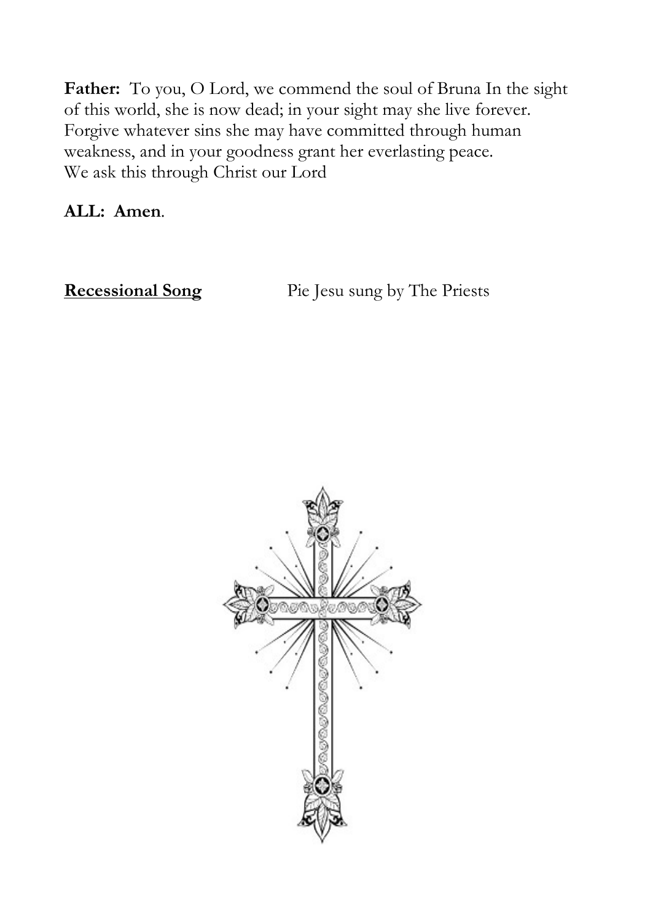**Father:** To you, O Lord, we commend the soul of Bruna In the sight of this world, she is now dead; in your sight may she live forever. Forgive whatever sins she may have committed through human weakness, and in your goodness grant her everlasting peace.
We ask this through Christ our Lord

**ALL: Amen**.

**Recessional Song** Pie Jesu sung by The Priests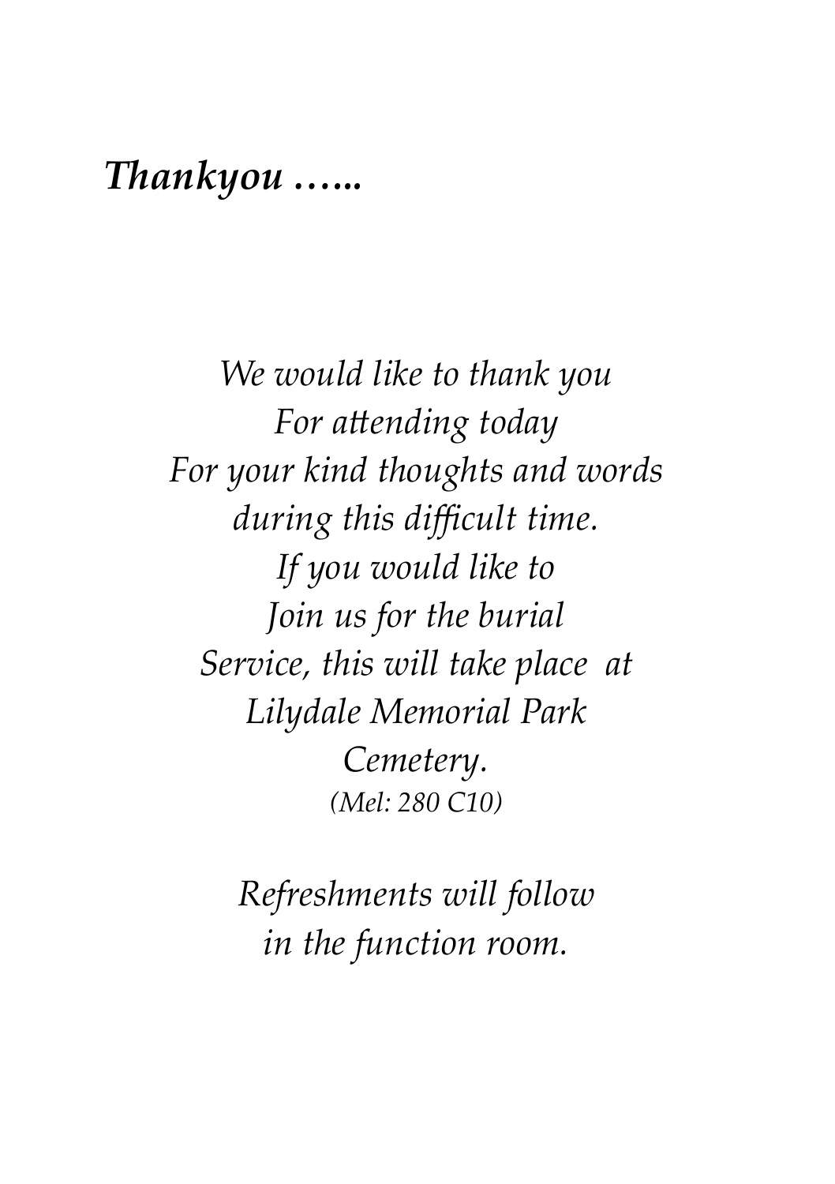## *Thankyou …...*

*We would like to thank you*
*For attending today*
*For your kind thoughts and words*
*during this difficult time.*
*If you would like to*
*Join us for the burial*
*Service, this will take place at*
*Lilydale Memorial Park*
*Cemetery.*
*(Mel: 280 C10)*

*Refreshments will follow*
*in the function room.*